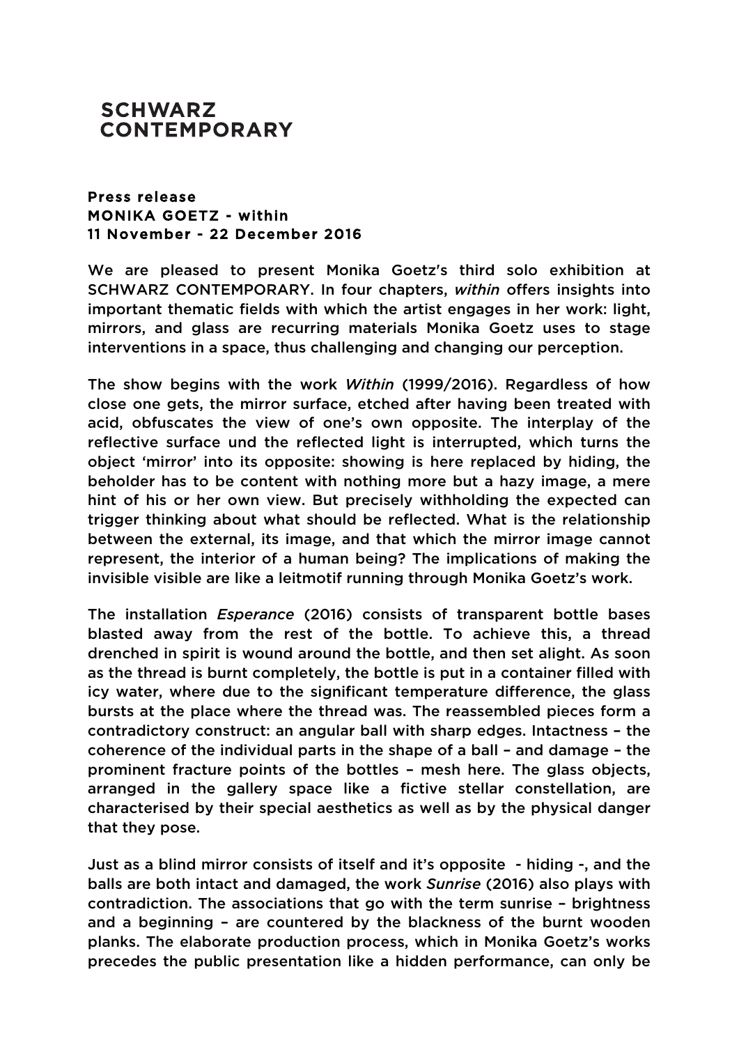# SCHWARZ CONTEMPORARY

**Press release**
**MONIKA GOETZ - within**
**11 November - 22 December 2016**

We are pleased to present Monika Goetz's third solo exhibition at SCHWARZ CONTEMPORARY. In four chapters, *within* offers insights into important thematic fields with which the artist engages in her work: light, mirrors, and glass are recurring materials Monika Goetz uses to stage interventions in a space, thus challenging and changing our perception.

The show begins with the work *Within* (1999/2016). Regardless of how close one gets, the mirror surface, etched after having been treated with acid, obfuscates the view of one's own opposite. The interplay of the reflective surface und the reflected light is interrupted, which turns the object 'mirror' into its opposite: showing is here replaced by hiding, the beholder has to be content with nothing more but a hazy image, a mere hint of his or her own view. But precisely withholding the expected can trigger thinking about what should be reflected. What is the relationship between the external, its image, and that which the mirror image cannot represent, the interior of a human being? The implications of making the invisible visible are like a leitmotif running through Monika Goetz's work.

The installation *Esperance* (2016) consists of transparent bottle bases blasted away from the rest of the bottle. To achieve this, a thread drenched in spirit is wound around the bottle, and then set alight. As soon as the thread is burnt completely, the bottle is put in a container filled with icy water, where due to the significant temperature difference, the glass bursts at the place where the thread was. The reassembled pieces form a contradictory construct: an angular ball with sharp edges. Intactness – the coherence of the individual parts in the shape of a ball – and damage – the prominent fracture points of the bottles – mesh here. The glass objects, arranged in the gallery space like a fictive stellar constellation, are characterised by their special aesthetics as well as by the physical danger that they pose.

Just as a blind mirror consists of itself and it's opposite - hiding -, and the balls are both intact and damaged, the work *Sunrise* (2016) also plays with contradiction. The associations that go with the term sunrise – brightness and a beginning – are countered by the blackness of the burnt wooden planks. The elaborate production process, which in Monika Goetz's works precedes the public presentation like a hidden performance, can only be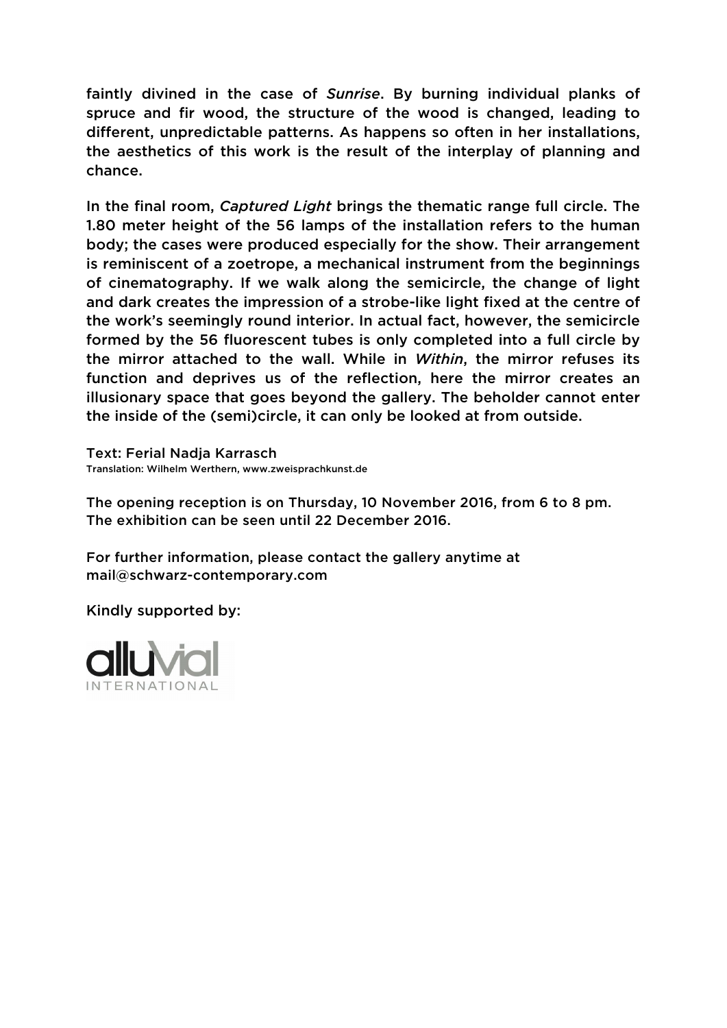faintly divined in the case of *Sunrise*. By burning individual planks of spruce and fir wood, the structure of the wood is changed, leading to different, unpredictable patterns. As happens so often in her installations, the aesthetics of this work is the result of the interplay of planning and chance.

In the final room, *Captured Light* brings the thematic range full circle. The 1.80 meter height of the 56 lamps of the installation refers to the human body; the cases were produced especially for the show. Their arrangement is reminiscent of a zoetrope, a mechanical instrument from the beginnings of cinematography. If we walk along the semicircle, the change of light and dark creates the impression of a strobe-like light fixed at the centre of the work's seemingly round interior. In actual fact, however, the semicircle formed by the 56 fluorescent tubes is only completed into a full circle by the mirror attached to the wall. While in *Within*, the mirror refuses its function and deprives us of the reflection, here the mirror creates an illusionary space that goes beyond the gallery. The beholder cannot enter the inside of the (semi)circle, it can only be looked at from outside.

Text: Ferial Nadja Karrasch
Translation: Wilhelm Werthern, www.zweisprachkunst.de

The opening reception is on Thursday, 10 November 2016, from 6 to 8 pm.
The exhibition can be seen until 22 December 2016.

For further information, please contact the gallery anytime at mail@schwarz-contemporary.com

Kindly supported by:

alluvial INTERNATIONAL